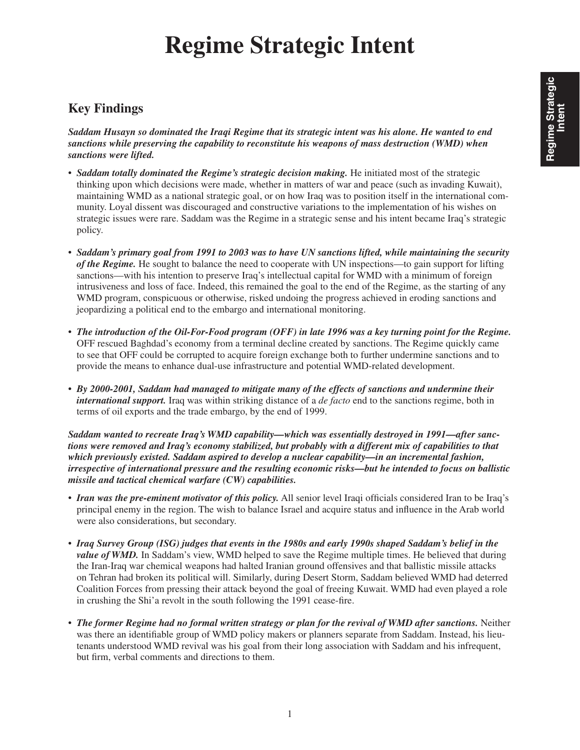# Regime Strategic Intent

## Key Findings

***Saddam Husayn so dominated the Iraqi Regime that its strategic intent was his alone. He wanted to end sanctions while preserving the capability to reconstitute his weapons of mass destruction (WMD) when sanctions were lifted.***

- ***Saddam totally dominated the Regime's strategic decision making.*** He initiated most of the strategic thinking upon which decisions were made, whether in matters of war and peace (such as invading Kuwait), maintaining WMD as a national strategic goal, or on how Iraq was to position itself in the international community. Loyal dissent was discouraged and constructive variations to the implementation of his wishes on strategic issues were rare. Saddam was the Regime in a strategic sense and his intent became Iraq's strategic policy.

- ***Saddam's primary goal from 1991 to 2003 was to have UN sanctions lifted, while maintaining the security of the Regime.*** He sought to balance the need to cooperate with UN inspections—to gain support for lifting sanctions—with his intention to preserve Iraq's intellectual capital for WMD with a minimum of foreign intrusiveness and loss of face. Indeed, this remained the goal to the end of the Regime, as the starting of any WMD program, conspicuous or otherwise, risked undoing the progress achieved in eroding sanctions and jeopardizing a political end to the embargo and international monitoring.

- ***The introduction of the Oil-For-Food program (OFF) in late 1996 was a key turning point for the Regime.*** OFF rescued Baghdad's economy from a terminal decline created by sanctions. The Regime quickly came to see that OFF could be corrupted to acquire foreign exchange both to further undermine sanctions and to provide the means to enhance dual-use infrastructure and potential WMD-related development.

- ***By 2000-2001, Saddam had managed to mitigate many of the effects of sanctions and undermine their international support.*** Iraq was within striking distance of a *de facto* end to the sanctions regime, both in terms of oil exports and the trade embargo, by the end of 1999.

***Saddam wanted to recreate Iraq's WMD capability—which was essentially destroyed in 1991—after sanctions were removed and Iraq's economy stabilized, but probably with a different mix of capabilities to that which previously existed. Saddam aspired to develop a nuclear capability—in an incremental fashion, irrespective of international pressure and the resulting economic risks—but he intended to focus on ballistic missile and tactical chemical warfare (CW) capabilities.***

- ***Iran was the pre-eminent motivator of this policy.*** All senior level Iraqi officials considered Iran to be Iraq's principal enemy in the region. The wish to balance Israel and acquire status and influence in the Arab world were also considerations, but secondary.

- ***Iraq Survey Group (ISG) judges that events in the 1980s and early 1990s shaped Saddam's belief in the value of WMD.*** In Saddam's view, WMD helped to save the Regime multiple times. He believed that during the Iran-Iraq war chemical weapons had halted Iranian ground offensives and that ballistic missile attacks on Tehran had broken its political will. Similarly, during Desert Storm, Saddam believed WMD had deterred Coalition Forces from pressing their attack beyond the goal of freeing Kuwait. WMD had even played a role in crushing the Shi'a revolt in the south following the 1991 cease-fire.

- ***The former Regime had no formal written strategy or plan for the revival of WMD after sanctions.*** Neither was there an identifiable group of WMD policy makers or planners separate from Saddam. Instead, his lieutenants understood WMD revival was his goal from their long association with Saddam and his infrequent, but firm, verbal comments and directions to them.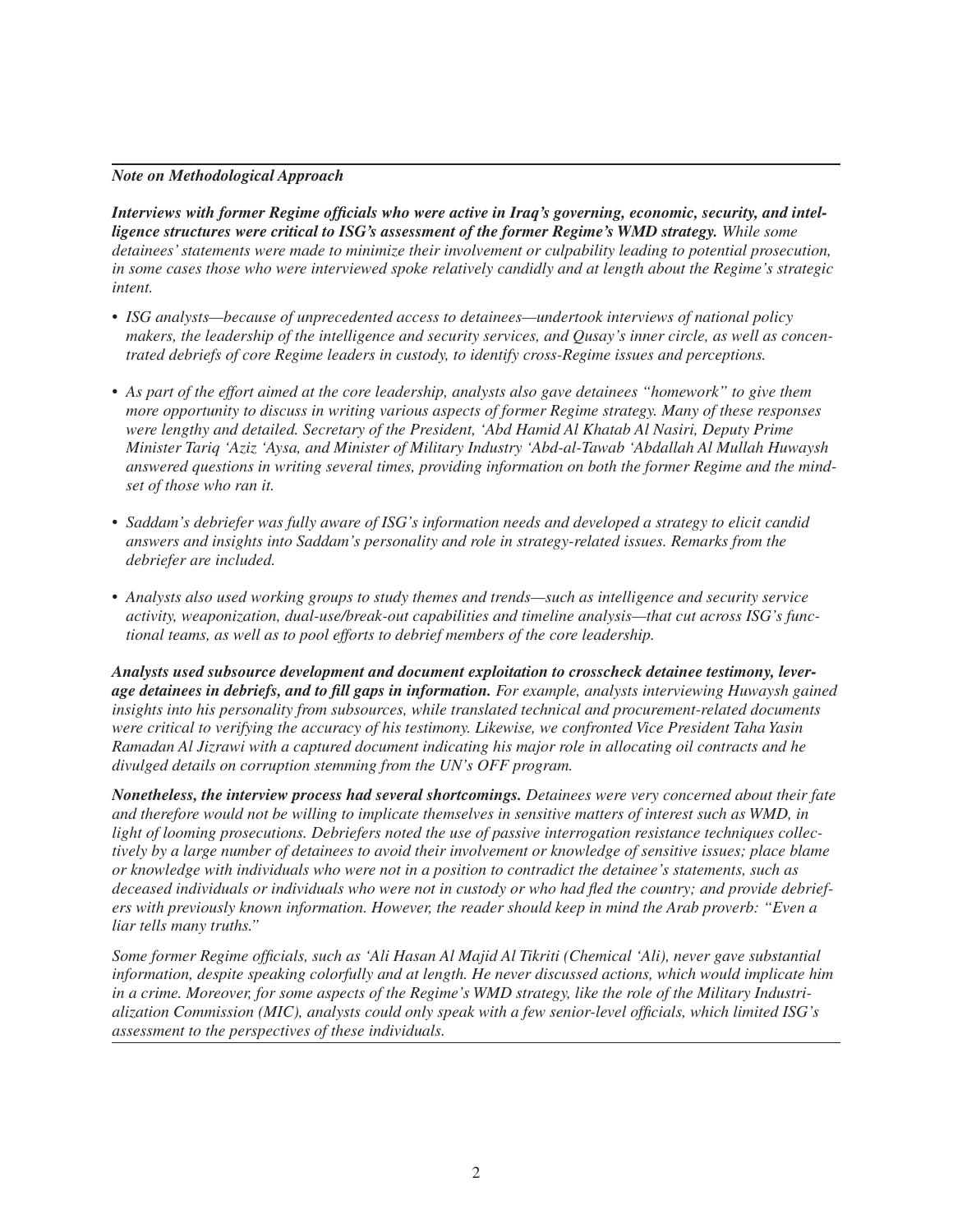***Note on Methodological Approach***

***Interviews with former Regime officials who were active in Iraq's governing, economic, security, and intelligence structures were critical to ISG's assessment of the former Regime's WMD strategy.*** *While some detainees' statements were made to minimize their involvement or culpability leading to potential prosecution, in some cases those who were interviewed spoke relatively candidly and at length about the Regime's strategic intent.*

- *ISG analysts—because of unprecedented access to detainees—undertook interviews of national policy makers, the leadership of the intelligence and security services, and Qusay's inner circle, as well as concentrated debriefs of core Regime leaders in custody, to identify cross-Regime issues and perceptions.*
- *As part of the effort aimed at the core leadership, analysts also gave detainees "homework" to give them more opportunity to discuss in writing various aspects of former Regime strategy. Many of these responses were lengthy and detailed. Secretary of the President, 'Abd Hamid Al Khatab Al Nasiri, Deputy Prime Minister Tariq 'Aziz 'Aysa, and Minister of Military Industry 'Abd-al-Tawab 'Abdallah Al Mullah Huwaysh answered questions in writing several times, providing information on both the former Regime and the mindset of those who ran it.*
- *Saddam's debriefer was fully aware of ISG's information needs and developed a strategy to elicit candid answers and insights into Saddam's personality and role in strategy-related issues. Remarks from the debriefer are included.*
- *Analysts also used working groups to study themes and trends—such as intelligence and security service activity, weaponization, dual-use/break-out capabilities and timeline analysis—that cut across ISG's functional teams, as well as to pool efforts to debrief members of the core leadership.*

***Analysts used subsource development and document exploitation to crosscheck detainee testimony, leverage detainees in debriefs, and to fill gaps in information.*** *For example, analysts interviewing Huwaysh gained insights into his personality from subsources, while translated technical and procurement-related documents were critical to verifying the accuracy of his testimony. Likewise, we confronted Vice President Taha Yasin Ramadan Al Jizrawi with a captured document indicating his major role in allocating oil contracts and he divulged details on corruption stemming from the UN's OFF program.*

***Nonetheless, the interview process had several shortcomings.*** *Detainees were very concerned about their fate and therefore would not be willing to implicate themselves in sensitive matters of interest such as WMD, in light of looming prosecutions. Debriefers noted the use of passive interrogation resistance techniques collectively by a large number of detainees to avoid their involvement or knowledge of sensitive issues; place blame or knowledge with individuals who were not in a position to contradict the detainee's statements, such as deceased individuals or individuals who were not in custody or who had fled the country; and provide debriefers with previously known information. However, the reader should keep in mind the Arab proverb: "Even a liar tells many truths."*

*Some former Regime officials, such as 'Ali Hasan Al Majid Al Tikriti (Chemical 'Ali), never gave substantial information, despite speaking colorfully and at length. He never discussed actions, which would implicate him in a crime. Moreover, for some aspects of the Regime's WMD strategy, like the role of the Military Industrialization Commission (MIC), analysts could only speak with a few senior-level officials, which limited ISG's assessment to the perspectives of these individuals.*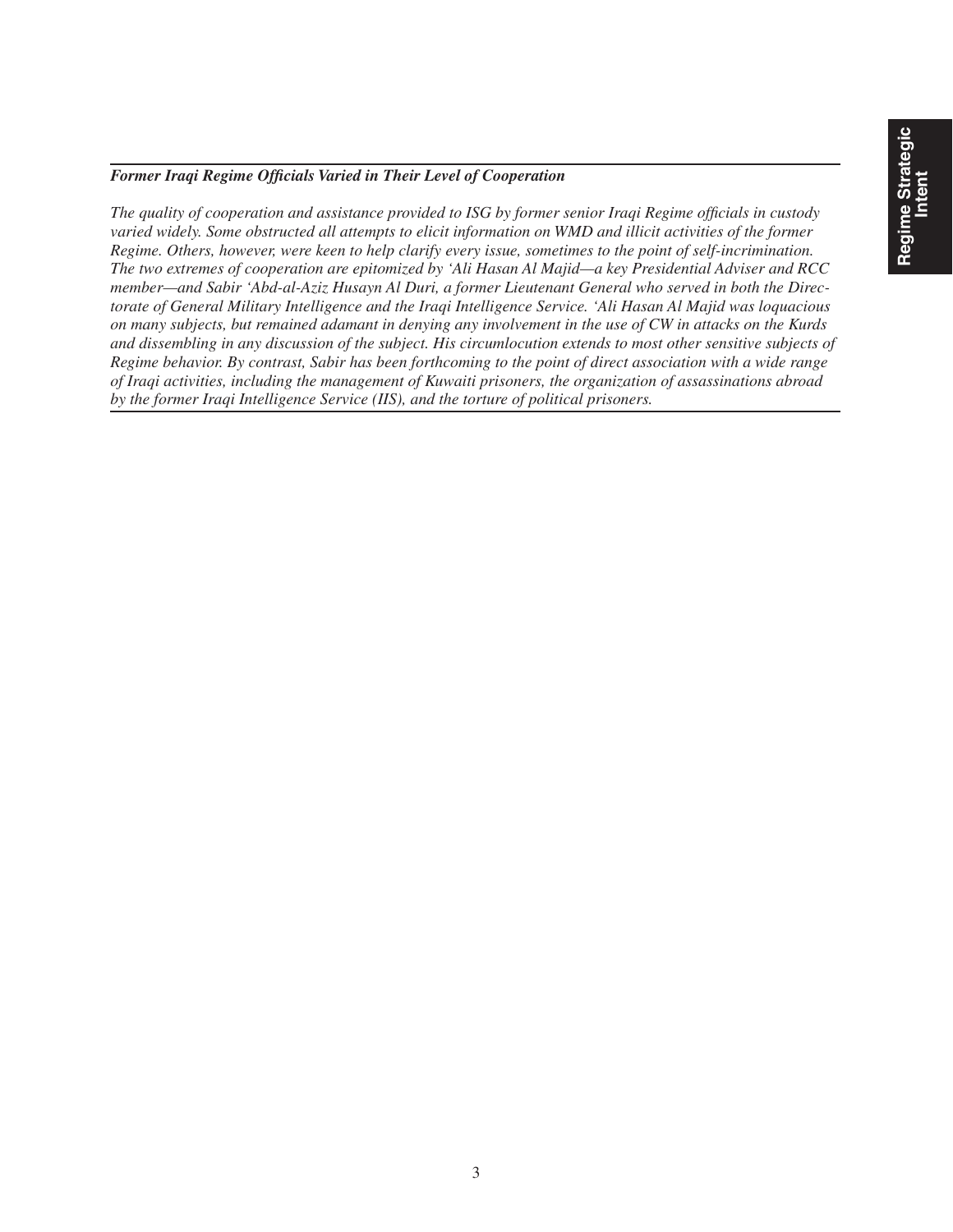***Former Iraqi Regime Officials Varied in Their Level of Cooperation***

*The quality of cooperation and assistance provided to ISG by former senior Iraqi Regime officials in custody varied widely. Some obstructed all attempts to elicit information on WMD and illicit activities of the former Regime. Others, however, were keen to help clarify every issue, sometimes to the point of self-incrimination. The two extremes of cooperation are epitomized by 'Ali Hasan Al Majid—a key Presidential Adviser and RCC member—and Sabir 'Abd-al-Aziz Husayn Al Duri, a former Lieutenant General who served in both the Directorate of General Military Intelligence and the Iraqi Intelligence Service. 'Ali Hasan Al Majid was loquacious on many subjects, but remained adamant in denying any involvement in the use of CW in attacks on the Kurds and dissembling in any discussion of the subject. His circumlocution extends to most other sensitive subjects of Regime behavior. By contrast, Sabir has been forthcoming to the point of direct association with a wide range of Iraqi activities, including the management of Kuwaiti prisoners, the organization of assassinations abroad by the former Iraqi Intelligence Service (IIS), and the torture of political prisoners.*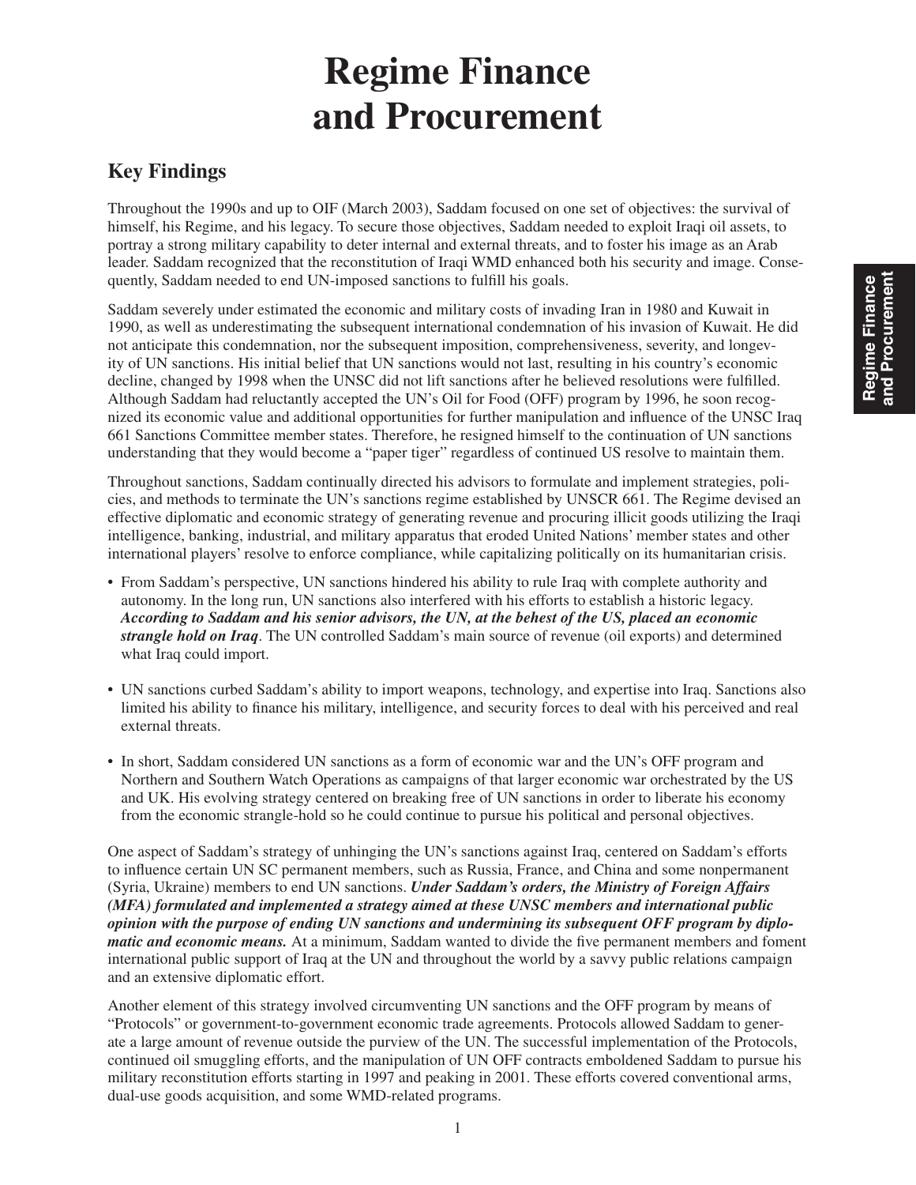# Regime Finance and Procurement

## Key Findings

Throughout the 1990s and up to OIF (March 2003), Saddam focused on one set of objectives: the survival of himself, his Regime, and his legacy. To secure those objectives, Saddam needed to exploit Iraqi oil assets, to portray a strong military capability to deter internal and external threats, and to foster his image as an Arab leader. Saddam recognized that the reconstitution of Iraqi WMD enhanced both his security and image. Consequently, Saddam needed to end UN-imposed sanctions to fulfill his goals.

Saddam severely under estimated the economic and military costs of invading Iran in 1980 and Kuwait in 1990, as well as underestimating the subsequent international condemnation of his invasion of Kuwait. He did not anticipate this condemnation, nor the subsequent imposition, comprehensiveness, severity, and longevity of UN sanctions. His initial belief that UN sanctions would not last, resulting in his country's economic decline, changed by 1998 when the UNSC did not lift sanctions after he believed resolutions were fulfilled. Although Saddam had reluctantly accepted the UN's Oil for Food (OFF) program by 1996, he soon recognized its economic value and additional opportunities for further manipulation and influence of the UNSC Iraq 661 Sanctions Committee member states. Therefore, he resigned himself to the continuation of UN sanctions understanding that they would become a "paper tiger" regardless of continued US resolve to maintain them.

Throughout sanctions, Saddam continually directed his advisors to formulate and implement strategies, policies, and methods to terminate the UN's sanctions regime established by UNSCR 661. The Regime devised an effective diplomatic and economic strategy of generating revenue and procuring illicit goods utilizing the Iraqi intelligence, banking, industrial, and military apparatus that eroded United Nations' member states and other international players' resolve to enforce compliance, while capitalizing politically on its humanitarian crisis.

- From Saddam's perspective, UN sanctions hindered his ability to rule Iraq with complete authority and autonomy. In the long run, UN sanctions also interfered with his efforts to establish a historic legacy. ***According to Saddam and his senior advisors, the UN, at the behest of the US, placed an economic strangle hold on Iraq***. The UN controlled Saddam's main source of revenue (oil exports) and determined what Iraq could import.

- UN sanctions curbed Saddam's ability to import weapons, technology, and expertise into Iraq. Sanctions also limited his ability to finance his military, intelligence, and security forces to deal with his perceived and real external threats.

- In short, Saddam considered UN sanctions as a form of economic war and the UN's OFF program and Northern and Southern Watch Operations as campaigns of that larger economic war orchestrated by the US and UK. His evolving strategy centered on breaking free of UN sanctions in order to liberate his economy from the economic strangle-hold so he could continue to pursue his political and personal objectives.

One aspect of Saddam's strategy of unhinging the UN's sanctions against Iraq, centered on Saddam's efforts to influence certain UN SC permanent members, such as Russia, France, and China and some nonpermanent (Syria, Ukraine) members to end UN sanctions. ***Under Saddam's orders, the Ministry of Foreign Affairs (MFA) formulated and implemented a strategy aimed at these UNSC members and international public opinion with the purpose of ending UN sanctions and undermining its subsequent OFF program by diplomatic and economic means.*** At a minimum, Saddam wanted to divide the five permanent members and foment international public support of Iraq at the UN and throughout the world by a savvy public relations campaign and an extensive diplomatic effort.

Another element of this strategy involved circumventing UN sanctions and the OFF program by means of "Protocols" or government-to-government economic trade agreements. Protocols allowed Saddam to generate a large amount of revenue outside the purview of the UN. The successful implementation of the Protocols, continued oil smuggling efforts, and the manipulation of UN OFF contracts emboldened Saddam to pursue his military reconstitution efforts starting in 1997 and peaking in 2001. These efforts covered conventional arms, dual-use goods acquisition, and some WMD-related programs.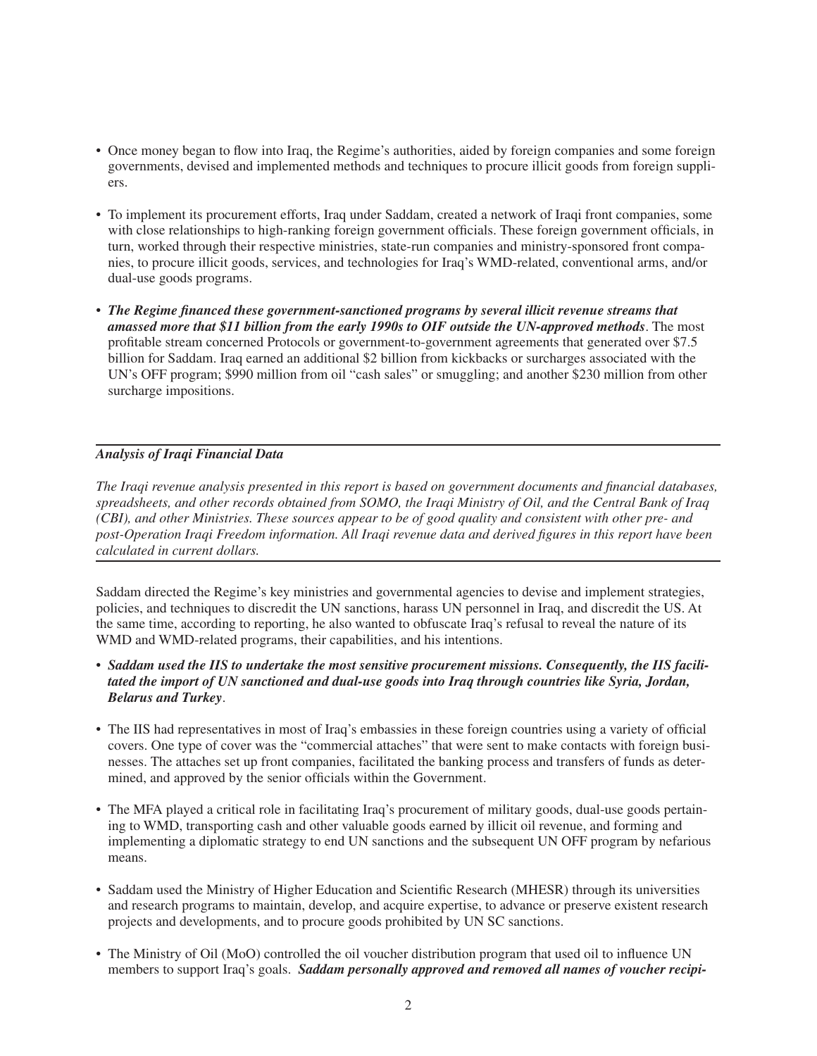- Once money began to flow into Iraq, the Regime's authorities, aided by foreign companies and some foreign governments, devised and implemented methods and techniques to procure illicit goods from foreign suppliers.

- To implement its procurement efforts, Iraq under Saddam, created a network of Iraqi front companies, some with close relationships to high-ranking foreign government officials. These foreign government officials, in turn, worked through their respective ministries, state-run companies and ministry-sponsored front companies, to procure illicit goods, services, and technologies for Iraq's WMD-related, conventional arms, and/or dual-use goods programs.

- ***The Regime financed these government-sanctioned programs by several illicit revenue streams that amassed more that $11 billion from the early 1990s to OIF outside the UN-approved methods***. The most profitable stream concerned Protocols or government-to-government agreements that generated over $7.5 billion for Saddam. Iraq earned an additional $2 billion from kickbacks or surcharges associated with the UN's OFF program; $990 million from oil "cash sales" or smuggling; and another $230 million from other surcharge impositions.

---

***Analysis of Iraqi Financial Data***

*The Iraqi revenue analysis presented in this report is based on government documents and financial databases, spreadsheets, and other records obtained from SOMO, the Iraqi Ministry of Oil, and the Central Bank of Iraq (CBI), and other Ministries. These sources appear to be of good quality and consistent with other pre- and post-Operation Iraqi Freedom information. All Iraqi revenue data and derived figures in this report have been calculated in current dollars.*

---

Saddam directed the Regime's key ministries and governmental agencies to devise and implement strategies, policies, and techniques to discredit the UN sanctions, harass UN personnel in Iraq, and discredit the US. At the same time, according to reporting, he also wanted to obfuscate Iraq's refusal to reveal the nature of its WMD and WMD-related programs, their capabilities, and his intentions.

- ***Saddam used the IIS to undertake the most sensitive procurement missions. Consequently, the IIS facilitated the import of UN sanctioned and dual-use goods into Iraq through countries like Syria, Jordan, Belarus and Turkey***.

- The IIS had representatives in most of Iraq's embassies in these foreign countries using a variety of official covers. One type of cover was the "commercial attaches" that were sent to make contacts with foreign businesses. The attaches set up front companies, facilitated the banking process and transfers of funds as determined, and approved by the senior officials within the Government.

- The MFA played a critical role in facilitating Iraq's procurement of military goods, dual-use goods pertaining to WMD, transporting cash and other valuable goods earned by illicit oil revenue, and forming and implementing a diplomatic strategy to end UN sanctions and the subsequent UN OFF program by nefarious means.

- Saddam used the Ministry of Higher Education and Scientific Research (MHESR) through its universities and research programs to maintain, develop, and acquire expertise, to advance or preserve existent research projects and developments, and to procure goods prohibited by UN SC sanctions.

- The Ministry of Oil (MoO) controlled the oil voucher distribution program that used oil to influence UN members to support Iraq's goals. ***Saddam personally approved and removed all names of voucher recipi-***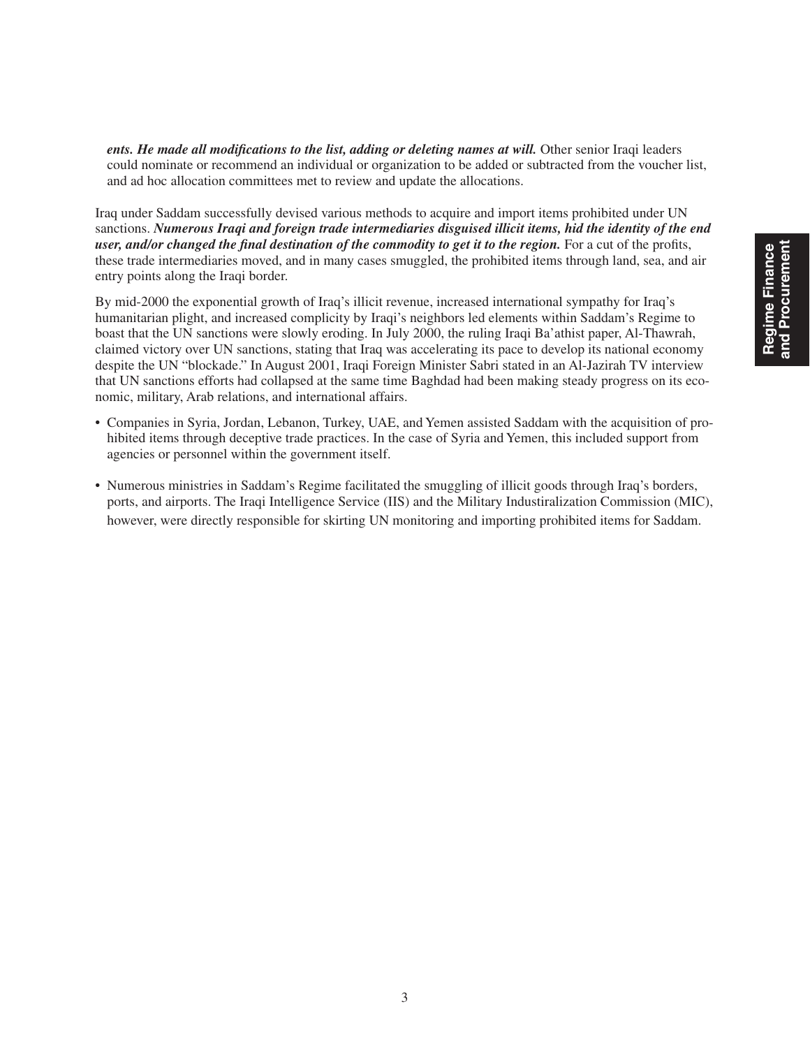***ents. He made all modifications to the list, adding or deleting names at will.*** Other senior Iraqi leaders could nominate or recommend an individual or organization to be added or subtracted from the voucher list, and ad hoc allocation committees met to review and update the allocations.

Iraq under Saddam successfully devised various methods to acquire and import items prohibited under UN sanctions. ***Numerous Iraqi and foreign trade intermediaries disguised illicit items, hid the identity of the end user, and/or changed the final destination of the commodity to get it to the region.*** For a cut of the profits, these trade intermediaries moved, and in many cases smuggled, the prohibited items through land, sea, and air entry points along the Iraqi border.

By mid-2000 the exponential growth of Iraq's illicit revenue, increased international sympathy for Iraq's humanitarian plight, and increased complicity by Iraqi's neighbors led elements within Saddam's Regime to boast that the UN sanctions were slowly eroding. In July 2000, the ruling Iraqi Ba'athist paper, Al-Thawrah, claimed victory over UN sanctions, stating that Iraq was accelerating its pace to develop its national economy despite the UN "blockade." In August 2001, Iraqi Foreign Minister Sabri stated in an Al-Jazirah TV interview that UN sanctions efforts had collapsed at the same time Baghdad had been making steady progress on its economic, military, Arab relations, and international affairs.

- Companies in Syria, Jordan, Lebanon, Turkey, UAE, and Yemen assisted Saddam with the acquisition of prohibited items through deceptive trade practices. In the case of Syria and Yemen, this included support from agencies or personnel within the government itself.
- Numerous ministries in Saddam's Regime facilitated the smuggling of illicit goods through Iraq's borders, ports, and airports. The Iraqi Intelligence Service (IIS) and the Military Industirialization Commission (MIC), however, were directly responsible for skirting UN monitoring and importing prohibited items for Saddam.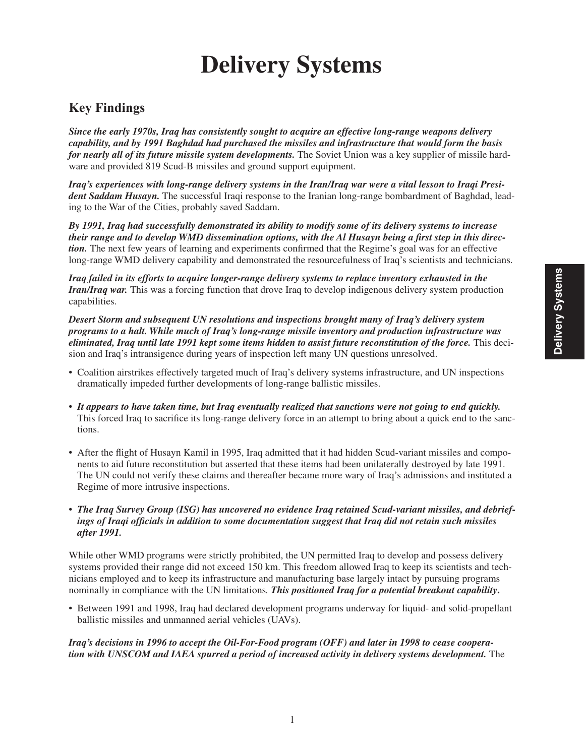# Delivery Systems

## Key Findings

***Since the early 1970s, Iraq has consistently sought to acquire an effective long-range weapons delivery capability, and by 1991 Baghdad had purchased the missiles and infrastructure that would form the basis for nearly all of its future missile system developments.*** The Soviet Union was a key supplier of missile hardware and provided 819 Scud-B missiles and ground support equipment.

***Iraq's experiences with long-range delivery systems in the Iran/Iraq war were a vital lesson to Iraqi President Saddam Husayn.*** The successful Iraqi response to the Iranian long-range bombardment of Baghdad, leading to the War of the Cities, probably saved Saddam.

***By 1991, Iraq had successfully demonstrated its ability to modify some of its delivery systems to increase their range and to develop WMD dissemination options, with the Al Husayn being a first step in this direction.*** The next few years of learning and experiments confirmed that the Regime's goal was for an effective long-range WMD delivery capability and demonstrated the resourcefulness of Iraq's scientists and technicians.

***Iraq failed in its efforts to acquire longer-range delivery systems to replace inventory exhausted in the Iran/Iraq war.*** This was a forcing function that drove Iraq to develop indigenous delivery system production capabilities.

***Desert Storm and subsequent UN resolutions and inspections brought many of Iraq's delivery system programs to a halt. While much of Iraq's long-range missile inventory and production infrastructure was eliminated, Iraq until late 1991 kept some items hidden to assist future reconstitution of the force.*** This decision and Iraq's intransigence during years of inspection left many UN questions unresolved.

- Coalition airstrikes effectively targeted much of Iraq's delivery systems infrastructure, and UN inspections dramatically impeded further developments of long-range ballistic missiles.
- ***It appears to have taken time, but Iraq eventually realized that sanctions were not going to end quickly.*** This forced Iraq to sacrifice its long-range delivery force in an attempt to bring about a quick end to the sanctions.
- After the flight of Husayn Kamil in 1995, Iraq admitted that it had hidden Scud-variant missiles and components to aid future reconstitution but asserted that these items had been unilaterally destroyed by late 1991. The UN could not verify these claims and thereafter became more wary of Iraq's admissions and instituted a Regime of more intrusive inspections.
- ***The Iraq Survey Group (ISG) has uncovered no evidence Iraq retained Scud-variant missiles, and debriefings of Iraqi officials in addition to some documentation suggest that Iraq did not retain such missiles after 1991.***

While other WMD programs were strictly prohibited, the UN permitted Iraq to develop and possess delivery systems provided their range did not exceed 150 km. This freedom allowed Iraq to keep its scientists and technicians employed and to keep its infrastructure and manufacturing base largely intact by pursuing programs nominally in compliance with the UN limitations. ***This positioned Iraq for a potential breakout capability.***

- Between 1991 and 1998, Iraq had declared development programs underway for liquid- and solid-propellant ballistic missiles and unmanned aerial vehicles (UAVs).

***Iraq's decisions in 1996 to accept the Oil-For-Food program (OFF) and later in 1998 to cease cooperation with UNSCOM and IAEA spurred a period of increased activity in delivery systems development.*** The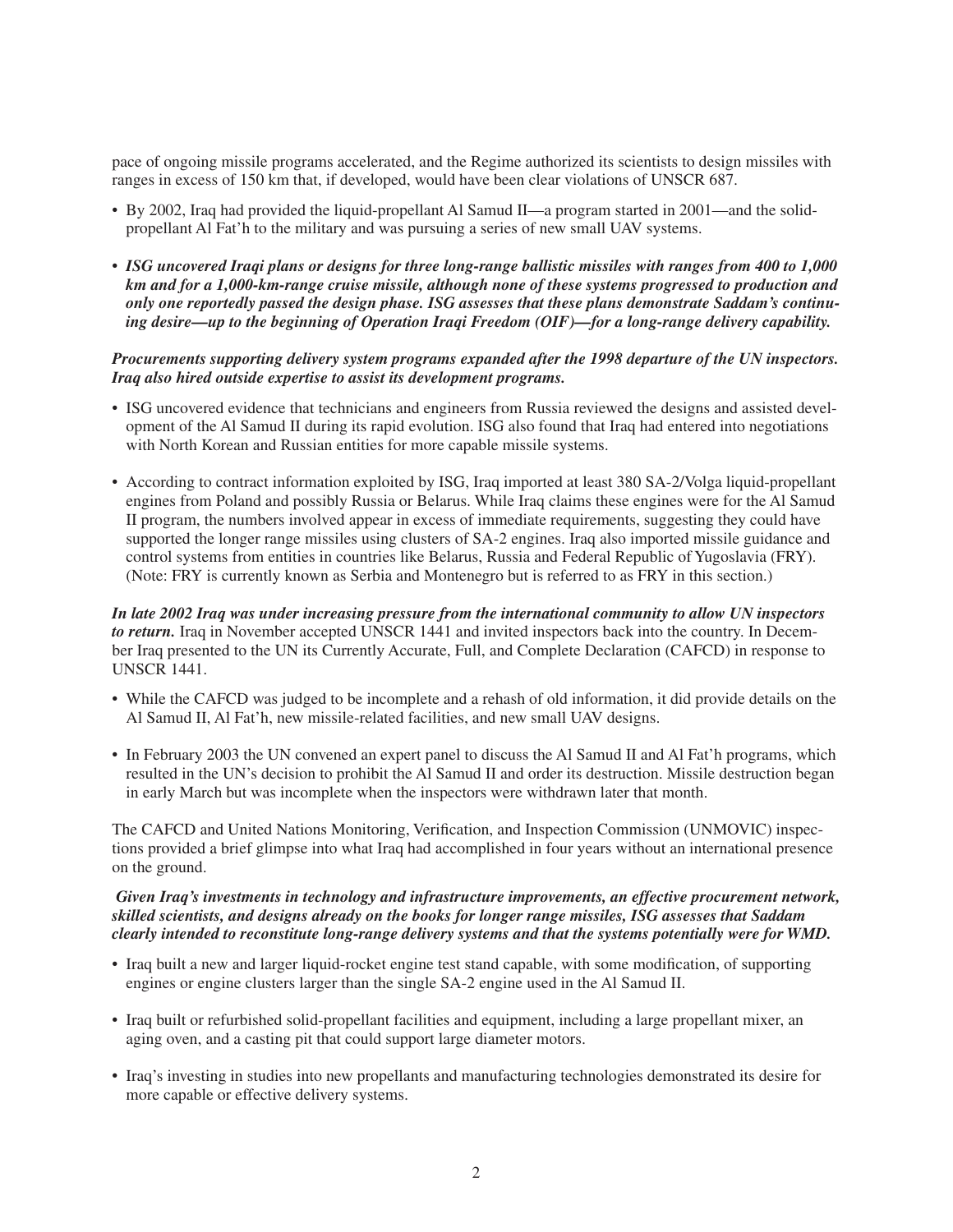pace of ongoing missile programs accelerated, and the Regime authorized its scientists to design missiles with ranges in excess of 150 km that, if developed, would have been clear violations of UNSCR 687.

- By 2002, Iraq had provided the liquid-propellant Al Samud II—a program started in 2001—and the solid-propellant Al Fat'h to the military and was pursuing a series of new small UAV systems.
- ***ISG uncovered Iraqi plans or designs for three long-range ballistic missiles with ranges from 400 to 1,000 km and for a 1,000-km-range cruise missile, although none of these systems progressed to production and only one reportedly passed the design phase. ISG assesses that these plans demonstrate Saddam's continuing desire—up to the beginning of Operation Iraqi Freedom (OIF)—for a long-range delivery capability.***

***Procurements supporting delivery system programs expanded after the 1998 departure of the UN inspectors. Iraq also hired outside expertise to assist its development programs.***

- ISG uncovered evidence that technicians and engineers from Russia reviewed the designs and assisted development of the Al Samud II during its rapid evolution. ISG also found that Iraq had entered into negotiations with North Korean and Russian entities for more capable missile systems.
- According to contract information exploited by ISG, Iraq imported at least 380 SA-2/Volga liquid-propellant engines from Poland and possibly Russia or Belarus. While Iraq claims these engines were for the Al Samud II program, the numbers involved appear in excess of immediate requirements, suggesting they could have supported the longer range missiles using clusters of SA-2 engines. Iraq also imported missile guidance and control systems from entities in countries like Belarus, Russia and Federal Republic of Yugoslavia (FRY). (Note: FRY is currently known as Serbia and Montenegro but is referred to as FRY in this section.)

***In late 2002 Iraq was under increasing pressure from the international community to allow UN inspectors to return.*** Iraq in November accepted UNSCR 1441 and invited inspectors back into the country. In December Iraq presented to the UN its Currently Accurate, Full, and Complete Declaration (CAFCD) in response to UNSCR 1441.

- While the CAFCD was judged to be incomplete and a rehash of old information, it did provide details on the Al Samud II, Al Fat'h, new missile-related facilities, and new small UAV designs.
- In February 2003 the UN convened an expert panel to discuss the Al Samud II and Al Fat'h programs, which resulted in the UN's decision to prohibit the Al Samud II and order its destruction. Missile destruction began in early March but was incomplete when the inspectors were withdrawn later that month.

The CAFCD and United Nations Monitoring, Verification, and Inspection Commission (UNMOVIC) inspections provided a brief glimpse into what Iraq had accomplished in four years without an international presence on the ground.

***Given Iraq's investments in technology and infrastructure improvements, an effective procurement network, skilled scientists, and designs already on the books for longer range missiles, ISG assesses that Saddam clearly intended to reconstitute long-range delivery systems and that the systems potentially were for WMD.***

- Iraq built a new and larger liquid-rocket engine test stand capable, with some modification, of supporting engines or engine clusters larger than the single SA-2 engine used in the Al Samud II.
- Iraq built or refurbished solid-propellant facilities and equipment, including a large propellant mixer, an aging oven, and a casting pit that could support large diameter motors.
- Iraq's investing in studies into new propellants and manufacturing technologies demonstrated its desire for more capable or effective delivery systems.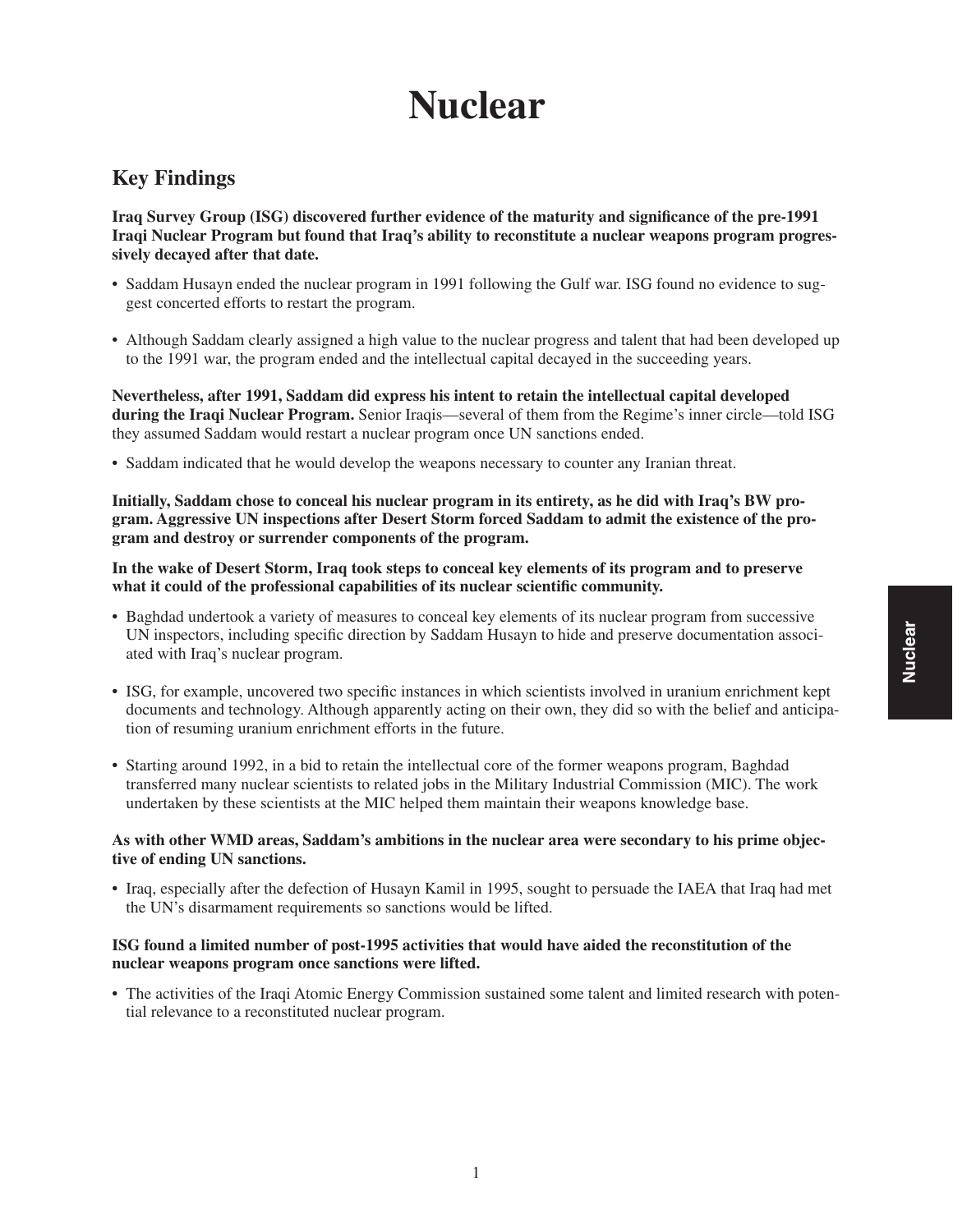# Nuclear

## Key Findings

**Iraq Survey Group (ISG) discovered further evidence of the maturity and significance of the pre-1991 Iraqi Nuclear Program but found that Iraq's ability to reconstitute a nuclear weapons program progressively decayed after that date.**

- Saddam Husayn ended the nuclear program in 1991 following the Gulf war. ISG found no evidence to suggest concerted efforts to restart the program.
- Although Saddam clearly assigned a high value to the nuclear progress and talent that had been developed up to the 1991 war, the program ended and the intellectual capital decayed in the succeeding years.

**Nevertheless, after 1991, Saddam did express his intent to retain the intellectual capital developed during the Iraqi Nuclear Program.** Senior Iraqis—several of them from the Regime's inner circle—told ISG they assumed Saddam would restart a nuclear program once UN sanctions ended.

- Saddam indicated that he would develop the weapons necessary to counter any Iranian threat.

**Initially, Saddam chose to conceal his nuclear program in its entirety, as he did with Iraq's BW program. Aggressive UN inspections after Desert Storm forced Saddam to admit the existence of the program and destroy or surrender components of the program.**

**In the wake of Desert Storm, Iraq took steps to conceal key elements of its program and to preserve what it could of the professional capabilities of its nuclear scientific community.**

- Baghdad undertook a variety of measures to conceal key elements of its nuclear program from successive UN inspectors, including specific direction by Saddam Husayn to hide and preserve documentation associated with Iraq's nuclear program.
- ISG, for example, uncovered two specific instances in which scientists involved in uranium enrichment kept documents and technology. Although apparently acting on their own, they did so with the belief and anticipation of resuming uranium enrichment efforts in the future.
- Starting around 1992, in a bid to retain the intellectual core of the former weapons program, Baghdad transferred many nuclear scientists to related jobs in the Military Industrial Commission (MIC). The work undertaken by these scientists at the MIC helped them maintain their weapons knowledge base.

**As with other WMD areas, Saddam's ambitions in the nuclear area were secondary to his prime objective of ending UN sanctions.**

- Iraq, especially after the defection of Husayn Kamil in 1995, sought to persuade the IAEA that Iraq had met the UN's disarmament requirements so sanctions would be lifted.

**ISG found a limited number of post-1995 activities that would have aided the reconstitution of the nuclear weapons program once sanctions were lifted.**

- The activities of the Iraqi Atomic Energy Commission sustained some talent and limited research with potential relevance to a reconstituted nuclear program.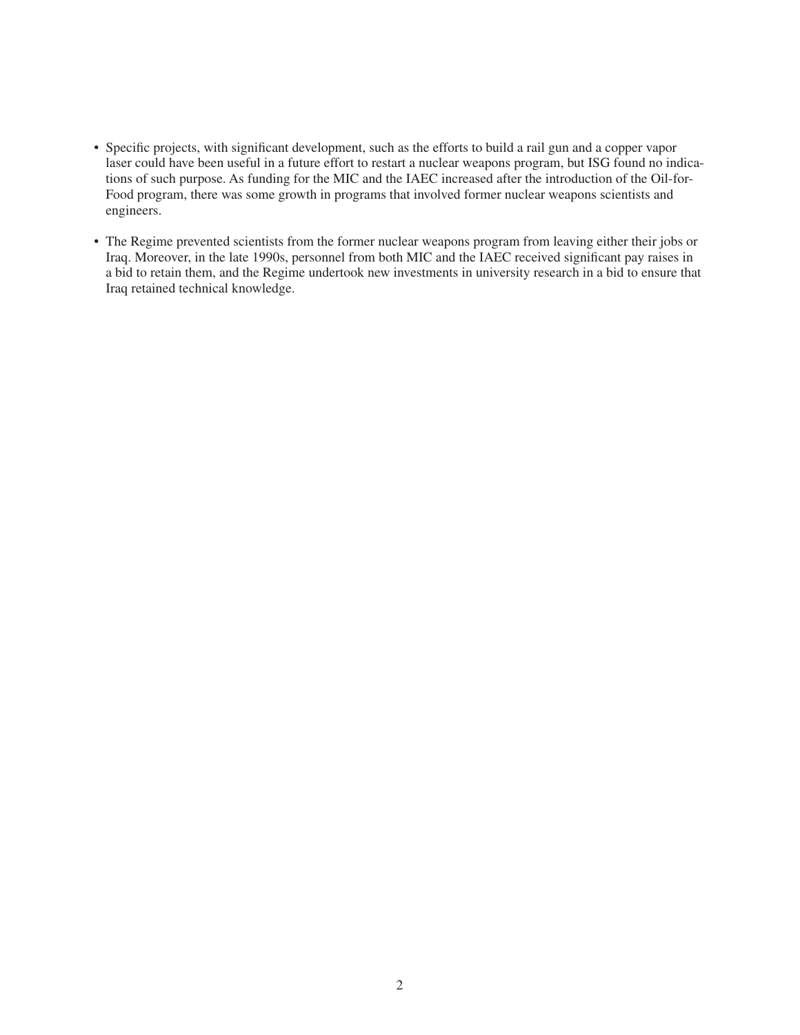- Specific projects, with significant development, such as the efforts to build a rail gun and a copper vapor laser could have been useful in a future effort to restart a nuclear weapons program, but ISG found no indications of such purpose. As funding for the MIC and the IAEC increased after the introduction of the Oil-for-Food program, there was some growth in programs that involved former nuclear weapons scientists and engineers.

- The Regime prevented scientists from the former nuclear weapons program from leaving either their jobs or Iraq. Moreover, in the late 1990s, personnel from both MIC and the IAEC received significant pay raises in a bid to retain them, and the Regime undertook new investments in university research in a bid to ensure that Iraq retained technical knowledge.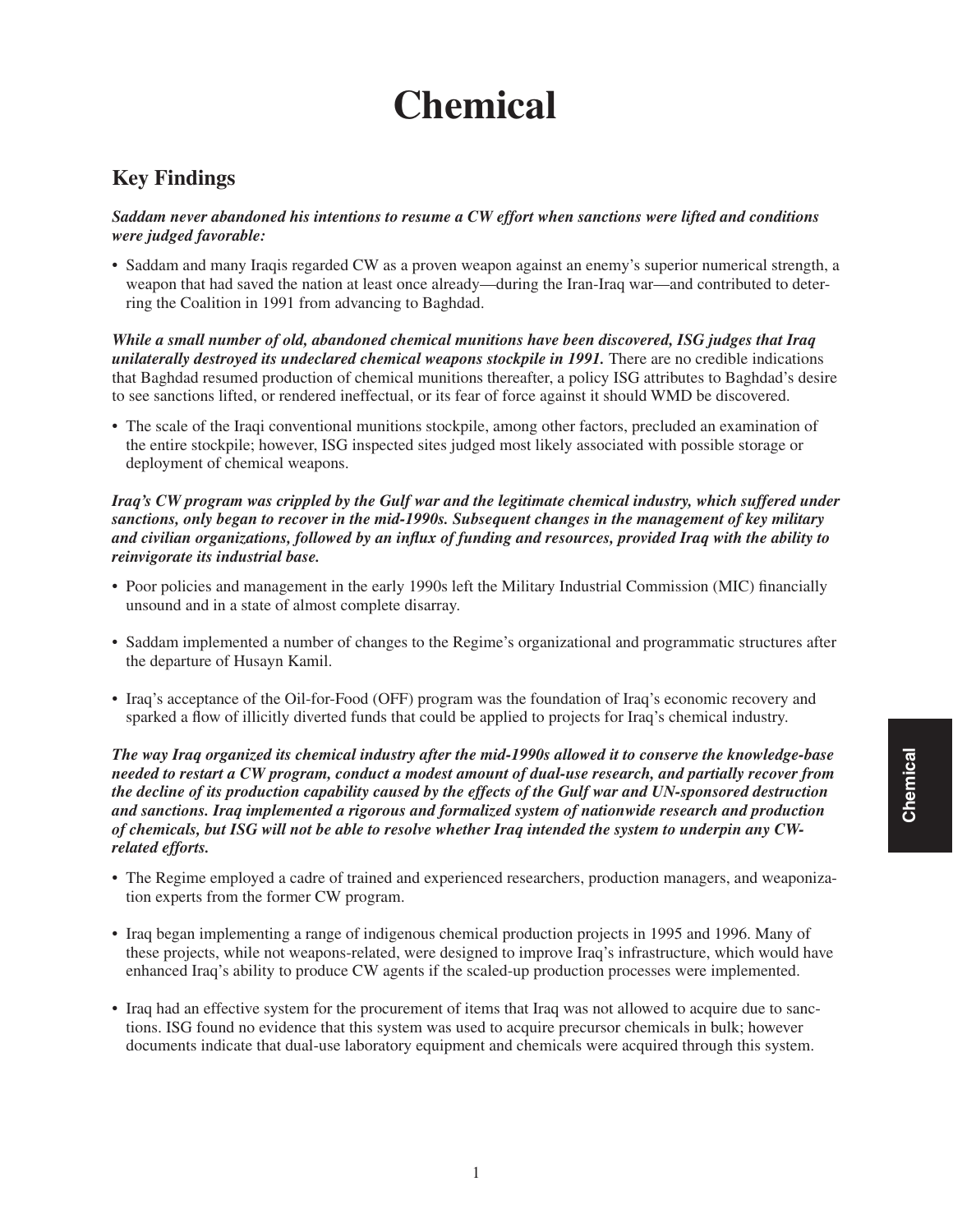# Chemical

## Key Findings

***Saddam never abandoned his intentions to resume a CW effort when sanctions were lifted and conditions were judged favorable:***

- Saddam and many Iraqis regarded CW as a proven weapon against an enemy's superior numerical strength, a weapon that had saved the nation at least once already—during the Iran-Iraq war—and contributed to deterring the Coalition in 1991 from advancing to Baghdad.

***While a small number of old, abandoned chemical munitions have been discovered, ISG judges that Iraq unilaterally destroyed its undeclared chemical weapons stockpile in 1991.*** There are no credible indications that Baghdad resumed production of chemical munitions thereafter, a policy ISG attributes to Baghdad's desire to see sanctions lifted, or rendered ineffectual, or its fear of force against it should WMD be discovered.

- The scale of the Iraqi conventional munitions stockpile, among other factors, precluded an examination of the entire stockpile; however, ISG inspected sites judged most likely associated with possible storage or deployment of chemical weapons.

***Iraq's CW program was crippled by the Gulf war and the legitimate chemical industry, which suffered under sanctions, only began to recover in the mid-1990s. Subsequent changes in the management of key military and civilian organizations, followed by an influx of funding and resources, provided Iraq with the ability to reinvigorate its industrial base.***

- Poor policies and management in the early 1990s left the Military Industrial Commission (MIC) financially unsound and in a state of almost complete disarray.
- Saddam implemented a number of changes to the Regime's organizational and programmatic structures after the departure of Husayn Kamil.
- Iraq's acceptance of the Oil-for-Food (OFF) program was the foundation of Iraq's economic recovery and sparked a flow of illicitly diverted funds that could be applied to projects for Iraq's chemical industry.

***The way Iraq organized its chemical industry after the mid-1990s allowed it to conserve the knowledge-base needed to restart a CW program, conduct a modest amount of dual-use research, and partially recover from the decline of its production capability caused by the effects of the Gulf war and UN-sponsored destruction and sanctions. Iraq implemented a rigorous and formalized system of nationwide research and production of chemicals, but ISG will not be able to resolve whether Iraq intended the system to underpin any CW-related efforts.***

- The Regime employed a cadre of trained and experienced researchers, production managers, and weaponization experts from the former CW program.
- Iraq began implementing a range of indigenous chemical production projects in 1995 and 1996. Many of these projects, while not weapons-related, were designed to improve Iraq's infrastructure, which would have enhanced Iraq's ability to produce CW agents if the scaled-up production processes were implemented.
- Iraq had an effective system for the procurement of items that Iraq was not allowed to acquire due to sanctions. ISG found no evidence that this system was used to acquire precursor chemicals in bulk; however documents indicate that dual-use laboratory equipment and chemicals were acquired through this system.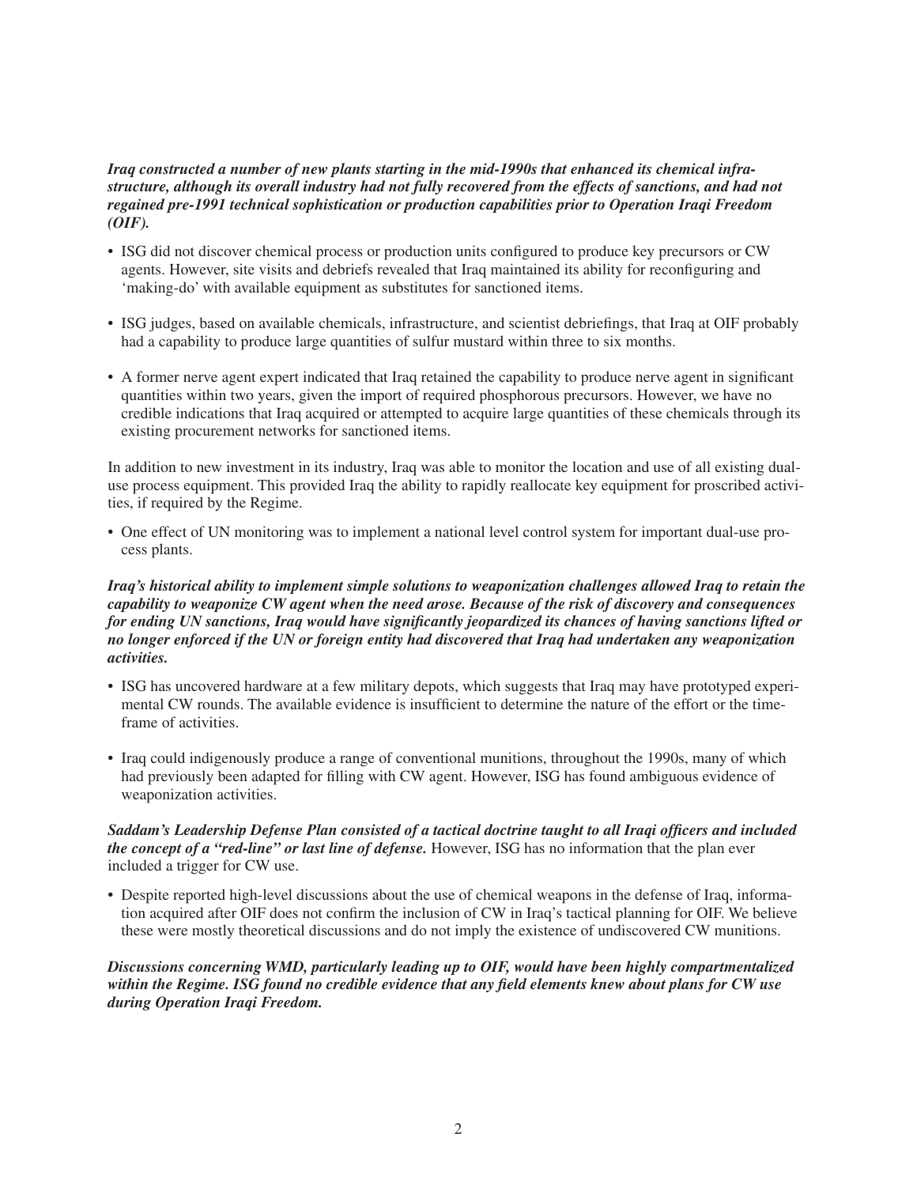***Iraq constructed a number of new plants starting in the mid-1990s that enhanced its chemical infrastructure, although its overall industry had not fully recovered from the effects of sanctions, and had not regained pre-1991 technical sophistication or production capabilities prior to Operation Iraqi Freedom (OIF).***

- ISG did not discover chemical process or production units configured to produce key precursors or CW agents. However, site visits and debriefs revealed that Iraq maintained its ability for reconfiguring and 'making-do' with available equipment as substitutes for sanctioned items.

- ISG judges, based on available chemicals, infrastructure, and scientist debriefings, that Iraq at OIF probably had a capability to produce large quantities of sulfur mustard within three to six months.

- A former nerve agent expert indicated that Iraq retained the capability to produce nerve agent in significant quantities within two years, given the import of required phosphorous precursors. However, we have no credible indications that Iraq acquired or attempted to acquire large quantities of these chemicals through its existing procurement networks for sanctioned items.

In addition to new investment in its industry, Iraq was able to monitor the location and use of all existing dual-use process equipment. This provided Iraq the ability to rapidly reallocate key equipment for proscribed activities, if required by the Regime.

- One effect of UN monitoring was to implement a national level control system for important dual-use process plants.

***Iraq's historical ability to implement simple solutions to weaponization challenges allowed Iraq to retain the capability to weaponize CW agent when the need arose. Because of the risk of discovery and consequences for ending UN sanctions, Iraq would have significantly jeopardized its chances of having sanctions lifted or no longer enforced if the UN or foreign entity had discovered that Iraq had undertaken any weaponization activities.***

- ISG has uncovered hardware at a few military depots, which suggests that Iraq may have prototyped experimental CW rounds. The available evidence is insufficient to determine the nature of the effort or the timeframe of activities.

- Iraq could indigenously produce a range of conventional munitions, throughout the 1990s, many of which had previously been adapted for filling with CW agent. However, ISG has found ambiguous evidence of weaponization activities.

***Saddam's Leadership Defense Plan consisted of a tactical doctrine taught to all Iraqi officers and included the concept of a "red-line" or last line of defense.*** However, ISG has no information that the plan ever included a trigger for CW use.

- Despite reported high-level discussions about the use of chemical weapons in the defense of Iraq, information acquired after OIF does not confirm the inclusion of CW in Iraq's tactical planning for OIF. We believe these were mostly theoretical discussions and do not imply the existence of undiscovered CW munitions.

***Discussions concerning WMD, particularly leading up to OIF, would have been highly compartmentalized within the Regime. ISG found no credible evidence that any field elements knew about plans for CW use during Operation Iraqi Freedom.***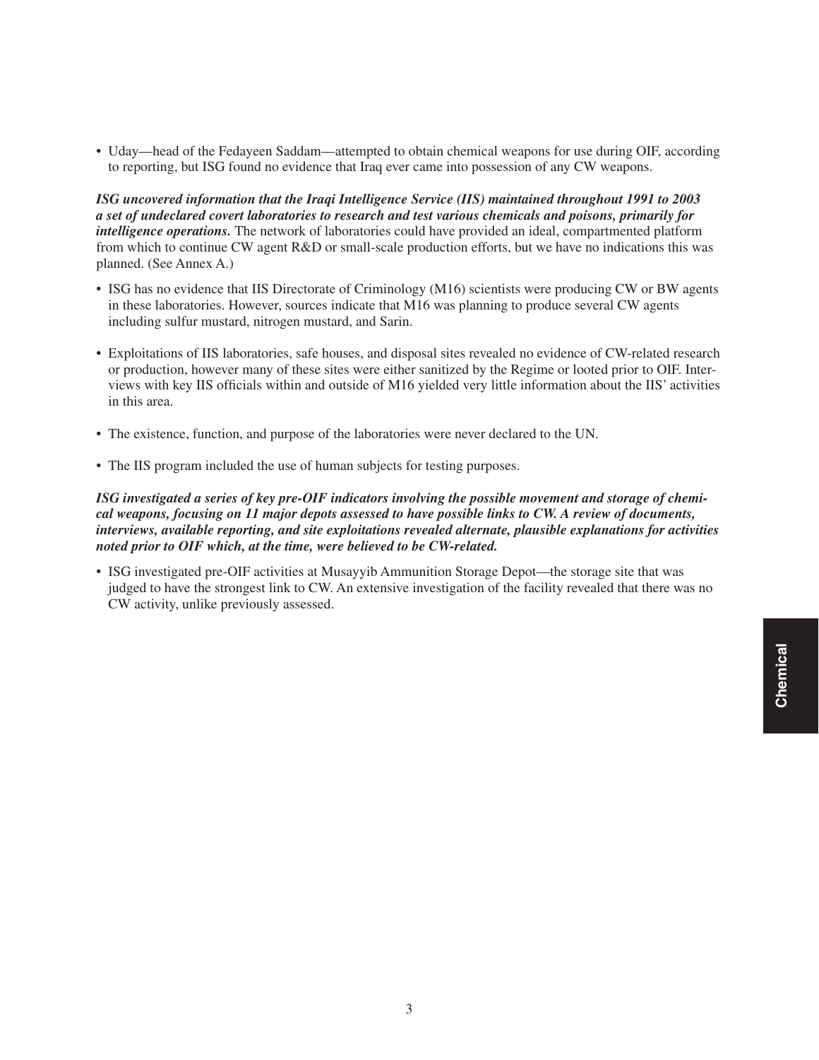- Uday—head of the Fedayeen Saddam—attempted to obtain chemical weapons for use during OIF, according to reporting, but ISG found no evidence that Iraq ever came into possession of any CW weapons.

***ISG uncovered information that the Iraqi Intelligence Service (IIS) maintained throughout 1991 to 2003 a set of undeclared covert laboratories to research and test various chemicals and poisons, primarily for intelligence operations.*** The network of laboratories could have provided an ideal, compartmented platform from which to continue CW agent R&D or small-scale production efforts, but we have no indications this was planned. (See Annex A.)

- ISG has no evidence that IIS Directorate of Criminology (M16) scientists were producing CW or BW agents in these laboratories. However, sources indicate that M16 was planning to produce several CW agents including sulfur mustard, nitrogen mustard, and Sarin.
- Exploitations of IIS laboratories, safe houses, and disposal sites revealed no evidence of CW-related research or production, however many of these sites were either sanitized by the Regime or looted prior to OIF. Interviews with key IIS officials within and outside of M16 yielded very little information about the IIS' activities in this area.
- The existence, function, and purpose of the laboratories were never declared to the UN.
- The IIS program included the use of human subjects for testing purposes.

***ISG investigated a series of key pre-OIF indicators involving the possible movement and storage of chemical weapons, focusing on 11 major depots assessed to have possible links to CW. A review of documents, interviews, available reporting, and site exploitations revealed alternate, plausible explanations for activities noted prior to OIF which, at the time, were believed to be CW-related.***

- ISG investigated pre-OIF activities at Musayyib Ammunition Storage Depot—the storage site that was judged to have the strongest link to CW. An extensive investigation of the facility revealed that there was no CW activity, unlike previously assessed.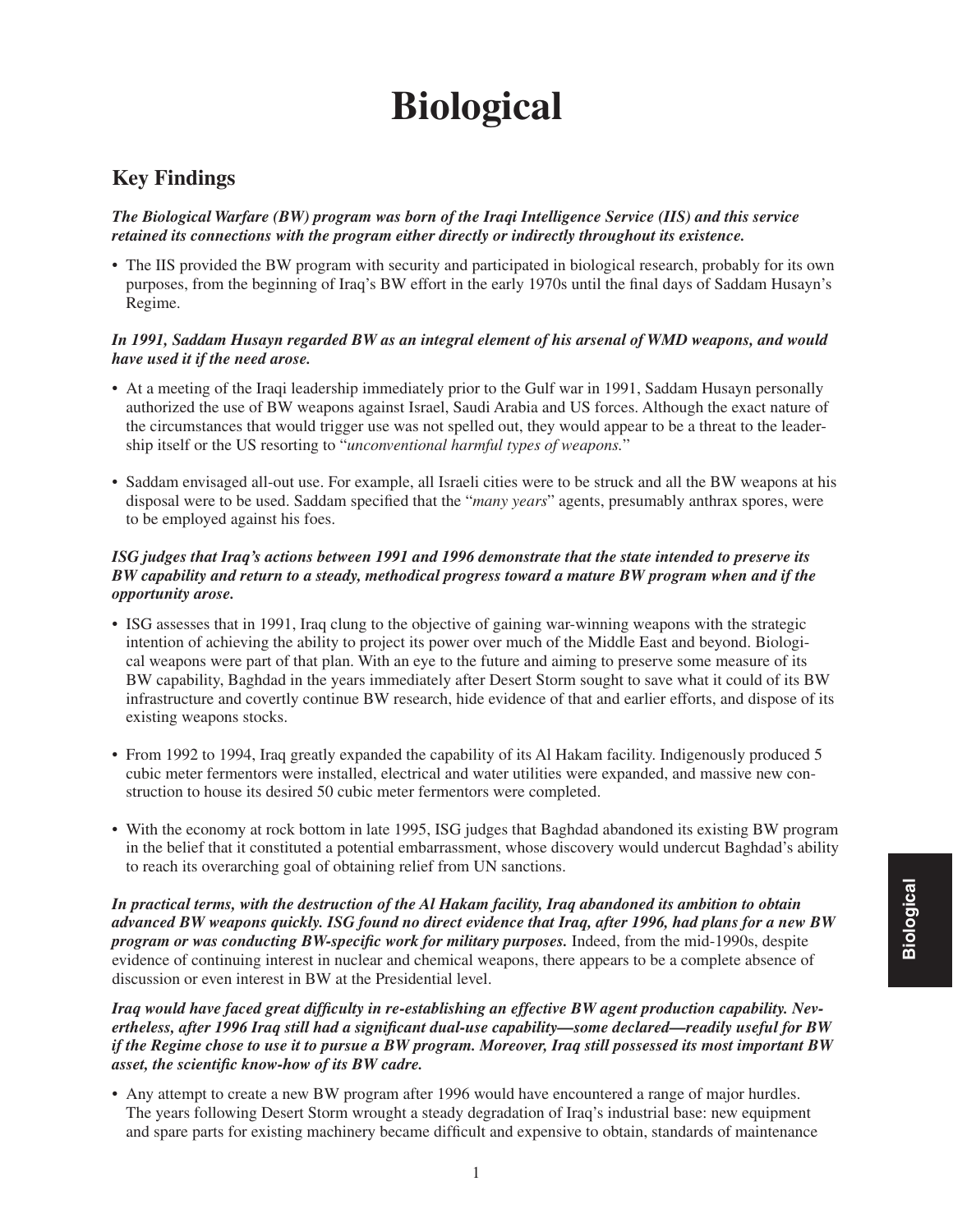# Biological

## Key Findings

***The Biological Warfare (BW) program was born of the Iraqi Intelligence Service (IIS) and this service retained its connections with the program either directly or indirectly throughout its existence.***

- The IIS provided the BW program with security and participated in biological research, probably for its own purposes, from the beginning of Iraq's BW effort in the early 1970s until the final days of Saddam Husayn's Regime.

***In 1991, Saddam Husayn regarded BW as an integral element of his arsenal of WMD weapons, and would have used it if the need arose.***

- At a meeting of the Iraqi leadership immediately prior to the Gulf war in 1991, Saddam Husayn personally authorized the use of BW weapons against Israel, Saudi Arabia and US forces. Although the exact nature of the circumstances that would trigger use was not spelled out, they would appear to be a threat to the leadership itself or the US resorting to "*unconventional harmful types of weapons.*"

- Saddam envisaged all-out use. For example, all Israeli cities were to be struck and all the BW weapons at his disposal were to be used. Saddam specified that the "*many years*" agents, presumably anthrax spores, were to be employed against his foes.

***ISG judges that Iraq's actions between 1991 and 1996 demonstrate that the state intended to preserve its BW capability and return to a steady, methodical progress toward a mature BW program when and if the opportunity arose.***

- ISG assesses that in 1991, Iraq clung to the objective of gaining war-winning weapons with the strategic intention of achieving the ability to project its power over much of the Middle East and beyond. Biological weapons were part of that plan. With an eye to the future and aiming to preserve some measure of its BW capability, Baghdad in the years immediately after Desert Storm sought to save what it could of its BW infrastructure and covertly continue BW research, hide evidence of that and earlier efforts, and dispose of its existing weapons stocks.

- From 1992 to 1994, Iraq greatly expanded the capability of its Al Hakam facility. Indigenously produced 5 cubic meter fermentors were installed, electrical and water utilities were expanded, and massive new construction to house its desired 50 cubic meter fermentors were completed.

- With the economy at rock bottom in late 1995, ISG judges that Baghdad abandoned its existing BW program in the belief that it constituted a potential embarrassment, whose discovery would undercut Baghdad's ability to reach its overarching goal of obtaining relief from UN sanctions.

***In practical terms, with the destruction of the Al Hakam facility, Iraq abandoned its ambition to obtain advanced BW weapons quickly. ISG found no direct evidence that Iraq, after 1996, had plans for a new BW program or was conducting BW-specific work for military purposes.*** Indeed, from the mid-1990s, despite evidence of continuing interest in nuclear and chemical weapons, there appears to be a complete absence of discussion or even interest in BW at the Presidential level.

***Iraq would have faced great difficulty in re-establishing an effective BW agent production capability. Nevertheless, after 1996 Iraq still had a significant dual-use capability—some declared—readily useful for BW if the Regime chose to use it to pursue a BW program. Moreover, Iraq still possessed its most important BW asset, the scientific know-how of its BW cadre.***

- Any attempt to create a new BW program after 1996 would have encountered a range of major hurdles. The years following Desert Storm wrought a steady degradation of Iraq's industrial base: new equipment and spare parts for existing machinery became difficult and expensive to obtain, standards of maintenance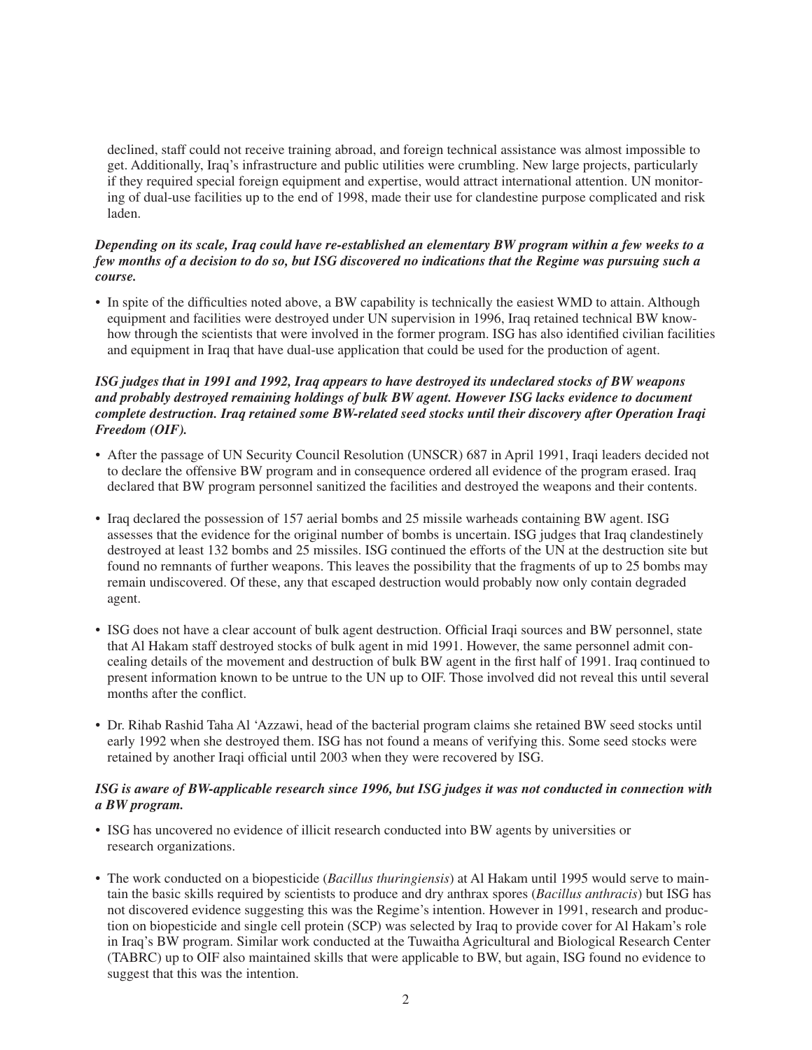declined, staff could not receive training abroad, and foreign technical assistance was almost impossible to get. Additionally, Iraq's infrastructure and public utilities were crumbling. New large projects, particularly if they required special foreign equipment and expertise, would attract international attention. UN monitoring of dual-use facilities up to the end of 1998, made their use for clandestine purpose complicated and risk laden.

***Depending on its scale, Iraq could have re-established an elementary BW program within a few weeks to a few months of a decision to do so, but ISG discovered no indications that the Regime was pursuing such a course.***

- In spite of the difficulties noted above, a BW capability is technically the easiest WMD to attain. Although equipment and facilities were destroyed under UN supervision in 1996, Iraq retained technical BW know-how through the scientists that were involved in the former program. ISG has also identified civilian facilities and equipment in Iraq that have dual-use application that could be used for the production of agent.

***ISG judges that in 1991 and 1992, Iraq appears to have destroyed its undeclared stocks of BW weapons and probably destroyed remaining holdings of bulk BW agent. However ISG lacks evidence to document complete destruction. Iraq retained some BW-related seed stocks until their discovery after Operation Iraqi Freedom (OIF).***

- After the passage of UN Security Council Resolution (UNSCR) 687 in April 1991, Iraqi leaders decided not to declare the offensive BW program and in consequence ordered all evidence of the program erased. Iraq declared that BW program personnel sanitized the facilities and destroyed the weapons and their contents.

- Iraq declared the possession of 157 aerial bombs and 25 missile warheads containing BW agent. ISG assesses that the evidence for the original number of bombs is uncertain. ISG judges that Iraq clandestinely destroyed at least 132 bombs and 25 missiles. ISG continued the efforts of the UN at the destruction site but found no remnants of further weapons. This leaves the possibility that the fragments of up to 25 bombs may remain undiscovered. Of these, any that escaped destruction would probably now only contain degraded agent.

- ISG does not have a clear account of bulk agent destruction. Official Iraqi sources and BW personnel, state that Al Hakam staff destroyed stocks of bulk agent in mid 1991. However, the same personnel admit concealing details of the movement and destruction of bulk BW agent in the first half of 1991. Iraq continued to present information known to be untrue to the UN up to OIF. Those involved did not reveal this until several months after the conflict.

- Dr. Rihab Rashid Taha Al 'Azzawi, head of the bacterial program claims she retained BW seed stocks until early 1992 when she destroyed them. ISG has not found a means of verifying this. Some seed stocks were retained by another Iraqi official until 2003 when they were recovered by ISG.

***ISG is aware of BW-applicable research since 1996, but ISG judges it was not conducted in connection with a BW program.***

- ISG has uncovered no evidence of illicit research conducted into BW agents by universities or research organizations.

- The work conducted on a biopesticide (*Bacillus thuringiensis*) at Al Hakam until 1995 would serve to maintain the basic skills required by scientists to produce and dry anthrax spores (*Bacillus anthracis*) but ISG has not discovered evidence suggesting this was the Regime's intention. However in 1991, research and production on biopesticide and single cell protein (SCP) was selected by Iraq to provide cover for Al Hakam's role in Iraq's BW program. Similar work conducted at the Tuwaitha Agricultural and Biological Research Center (TABRC) up to OIF also maintained skills that were applicable to BW, but again, ISG found no evidence to suggest that this was the intention.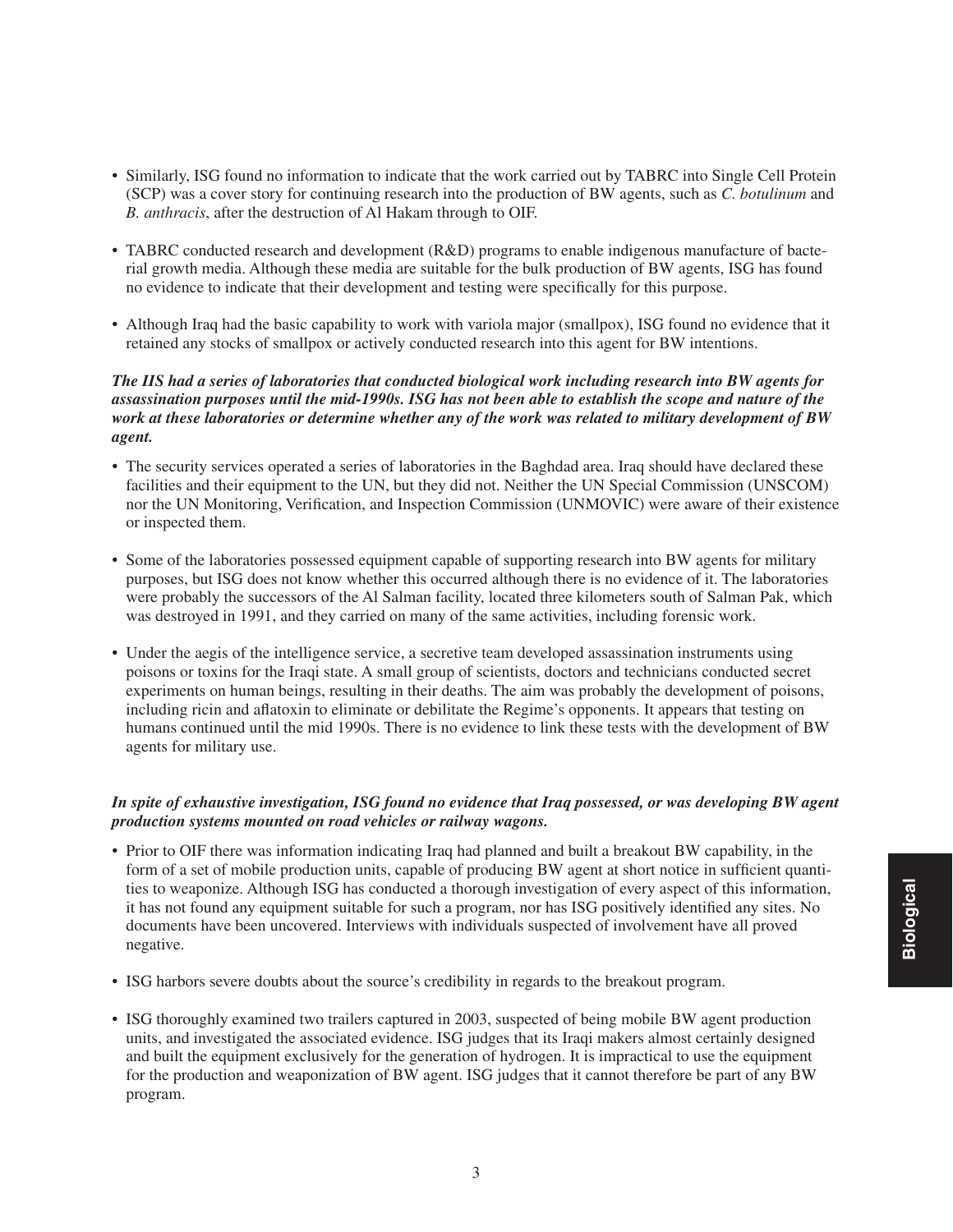- Similarly, ISG found no information to indicate that the work carried out by TABRC into Single Cell Protein (SCP) was a cover story for continuing research into the production of BW agents, such as *C. botulinum* and *B. anthracis*, after the destruction of Al Hakam through to OIF.

- TABRC conducted research and development (R&D) programs to enable indigenous manufacture of bacterial growth media. Although these media are suitable for the bulk production of BW agents, ISG has found no evidence to indicate that their development and testing were specifically for this purpose.

- Although Iraq had the basic capability to work with variola major (smallpox), ISG found no evidence that it retained any stocks of smallpox or actively conducted research into this agent for BW intentions.

***The IIS had a series of laboratories that conducted biological work including research into BW agents for assassination purposes until the mid-1990s. ISG has not been able to establish the scope and nature of the work at these laboratories or determine whether any of the work was related to military development of BW agent.***

- The security services operated a series of laboratories in the Baghdad area. Iraq should have declared these facilities and their equipment to the UN, but they did not. Neither the UN Special Commission (UNSCOM) nor the UN Monitoring, Verification, and Inspection Commission (UNMOVIC) were aware of their existence or inspected them.

- Some of the laboratories possessed equipment capable of supporting research into BW agents for military purposes, but ISG does not know whether this occurred although there is no evidence of it. The laboratories were probably the successors of the Al Salman facility, located three kilometers south of Salman Pak, which was destroyed in 1991, and they carried on many of the same activities, including forensic work.

- Under the aegis of the intelligence service, a secretive team developed assassination instruments using poisons or toxins for the Iraqi state. A small group of scientists, doctors and technicians conducted secret experiments on human beings, resulting in their deaths. The aim was probably the development of poisons, including ricin and aflatoxin to eliminate or debilitate the Regime's opponents. It appears that testing on humans continued until the mid 1990s. There is no evidence to link these tests with the development of BW agents for military use.

***In spite of exhaustive investigation, ISG found no evidence that Iraq possessed, or was developing BW agent production systems mounted on road vehicles or railway wagons.***

- Prior to OIF there was information indicating Iraq had planned and built a breakout BW capability, in the form of a set of mobile production units, capable of producing BW agent at short notice in sufficient quantities to weaponize. Although ISG has conducted a thorough investigation of every aspect of this information, it has not found any equipment suitable for such a program, nor has ISG positively identified any sites. No documents have been uncovered. Interviews with individuals suspected of involvement have all proved negative.

- ISG harbors severe doubts about the source's credibility in regards to the breakout program.

- ISG thoroughly examined two trailers captured in 2003, suspected of being mobile BW agent production units, and investigated the associated evidence. ISG judges that its Iraqi makers almost certainly designed and built the equipment exclusively for the generation of hydrogen. It is impractical to use the equipment for the production and weaponization of BW agent. ISG judges that it cannot therefore be part of any BW program.